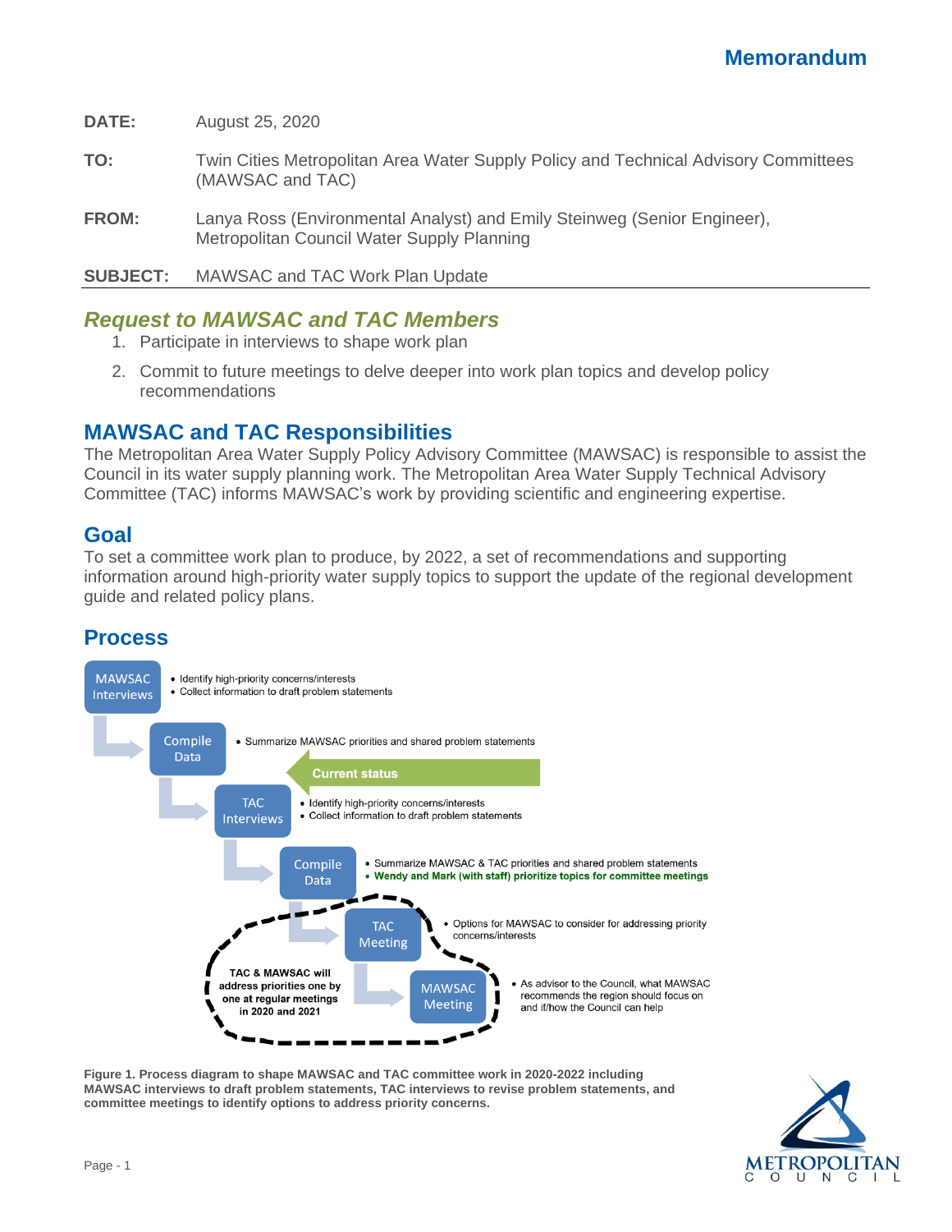# Memorandum

**DATE:** August 25, 2020

**TO:** Twin Cities Metropolitan Area Water Supply Policy and Technical Advisory Committees (MAWSAC and TAC)

**FROM:** Lanya Ross (Environmental Analyst) and Emily Steinweg (Senior Engineer), Metropolitan Council Water Supply Planning

**SUBJECT:** MAWSAC and TAC Work Plan Update

## *Request to MAWSAC and TAC Members*

1. Participate in interviews to shape work plan
2. Commit to future meetings to delve deeper into work plan topics and develop policy recommendations

## MAWSAC and TAC Responsibilities

The Metropolitan Area Water Supply Policy Advisory Committee (MAWSAC) is responsible to assist the Council in its water supply planning work. The Metropolitan Area Water Supply Technical Advisory Committee (TAC) informs MAWSAC's work by providing scientific and engineering expertise.

## Goal

To set a committee work plan to produce, by 2022, a set of recommendations and supporting information around high-priority water supply topics to support the update of the regional development guide and related policy plans.

## Process

- **MAWSAC Interviews**
  - Identify high-priority concerns/interests
  - Collect information to draft problem statements
- **Compile Data**
  - Summarize MAWSAC priorities and shared problem statements
- **Current status**
- **TAC Interviews**
  - Identify high-priority concerns/interests
  - Collect information to draft problem statements
- **Compile Data**
  - Summarize MAWSAC & TAC priorities and shared problem statements
  - **Wendy and Mark (with staff) prioritize topics for committee meetings**
- **TAC Meeting**
  - Options for MAWSAC to consider for addressing priority concerns/interests
- **MAWSAC Meeting**
  - As advisor to the Council, what MAWSAC recommends the region should focus on and if/how the Council can help

**TAC & MAWSAC will address priorities one by one at regular meetings in 2020 and 2021**

**Figure 1. Process diagram to shape MAWSAC and TAC committee work in 2020-2022 including MAWSAC interviews to draft problem statements, TAC interviews to revise problem statements, and committee meetings to identify options to address priority concerns.**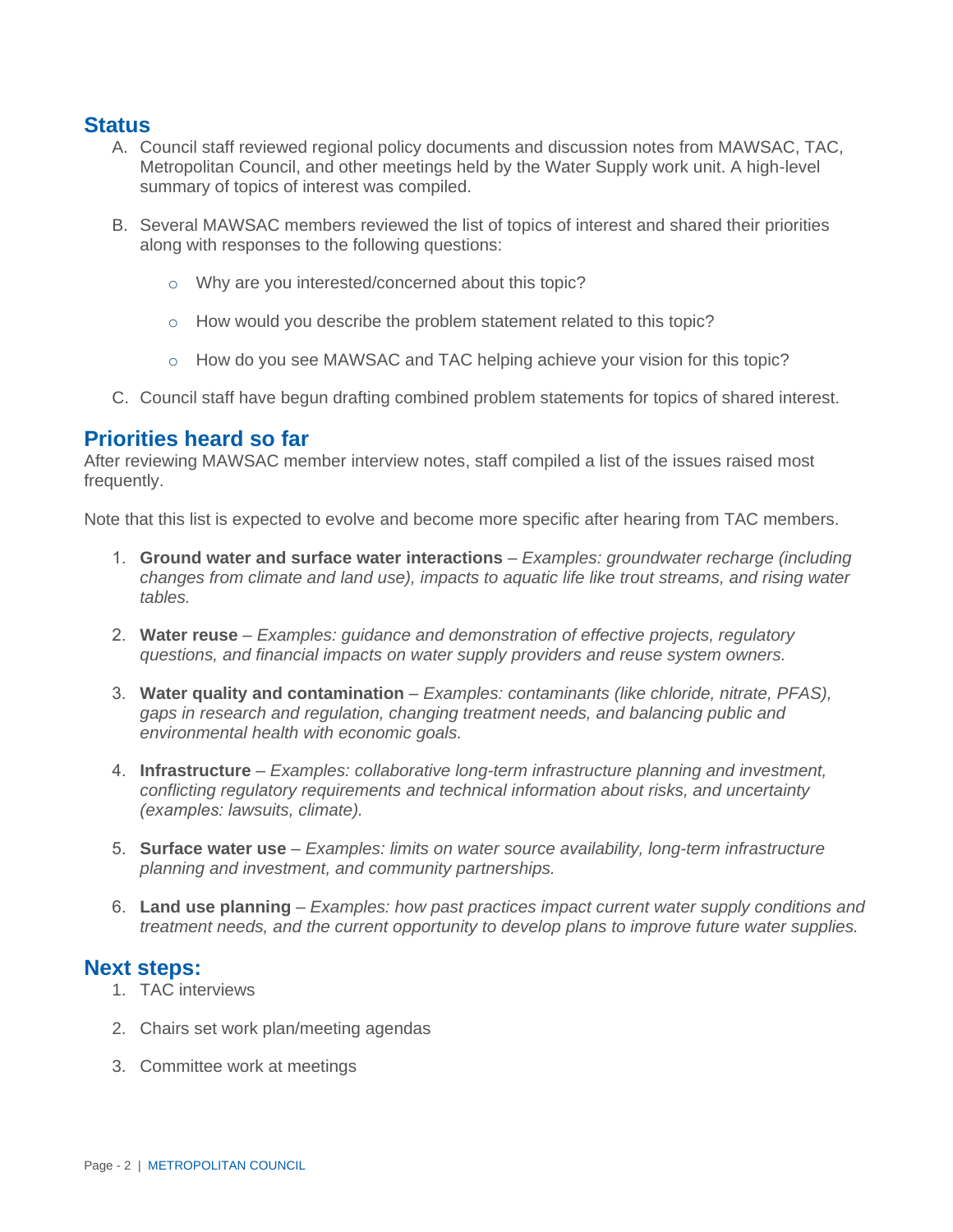## Status

A. Council staff reviewed regional policy documents and discussion notes from MAWSAC, TAC, Metropolitan Council, and other meetings held by the Water Supply work unit. A high-level summary of topics of interest was compiled.

B. Several MAWSAC members reviewed the list of topics of interest and shared their priorities along with responses to the following questions:

   - Why are you interested/concerned about this topic?
   - How would you describe the problem statement related to this topic?
   - How do you see MAWSAC and TAC helping achieve your vision for this topic?

C. Council staff have begun drafting combined problem statements for topics of shared interest.

## Priorities heard so far

After reviewing MAWSAC member interview notes, staff compiled a list of the issues raised most frequently.

Note that this list is expected to evolve and become more specific after hearing from TAC members.

1. **Ground water and surface water interactions** – *Examples: groundwater recharge (including changes from climate and land use), impacts to aquatic life like trout streams, and rising water tables.*

2. **Water reuse** – *Examples: guidance and demonstration of effective projects, regulatory questions, and financial impacts on water supply providers and reuse system owners.*

3. **Water quality and contamination** – *Examples: contaminants (like chloride, nitrate, PFAS), gaps in research and regulation, changing treatment needs, and balancing public and environmental health with economic goals.*

4. **Infrastructure** – *Examples: collaborative long-term infrastructure planning and investment, conflicting regulatory requirements and technical information about risks, and uncertainty (examples: lawsuits, climate).*

5. **Surface water use** – *Examples: limits on water source availability, long-term infrastructure planning and investment, and community partnerships.*

6. **Land use planning** – *Examples: how past practices impact current water supply conditions and treatment needs, and the current opportunity to develop plans to improve future water supplies.*

## Next steps:

1. TAC interviews

2. Chairs set work plan/meeting agendas

3. Committee work at meetings